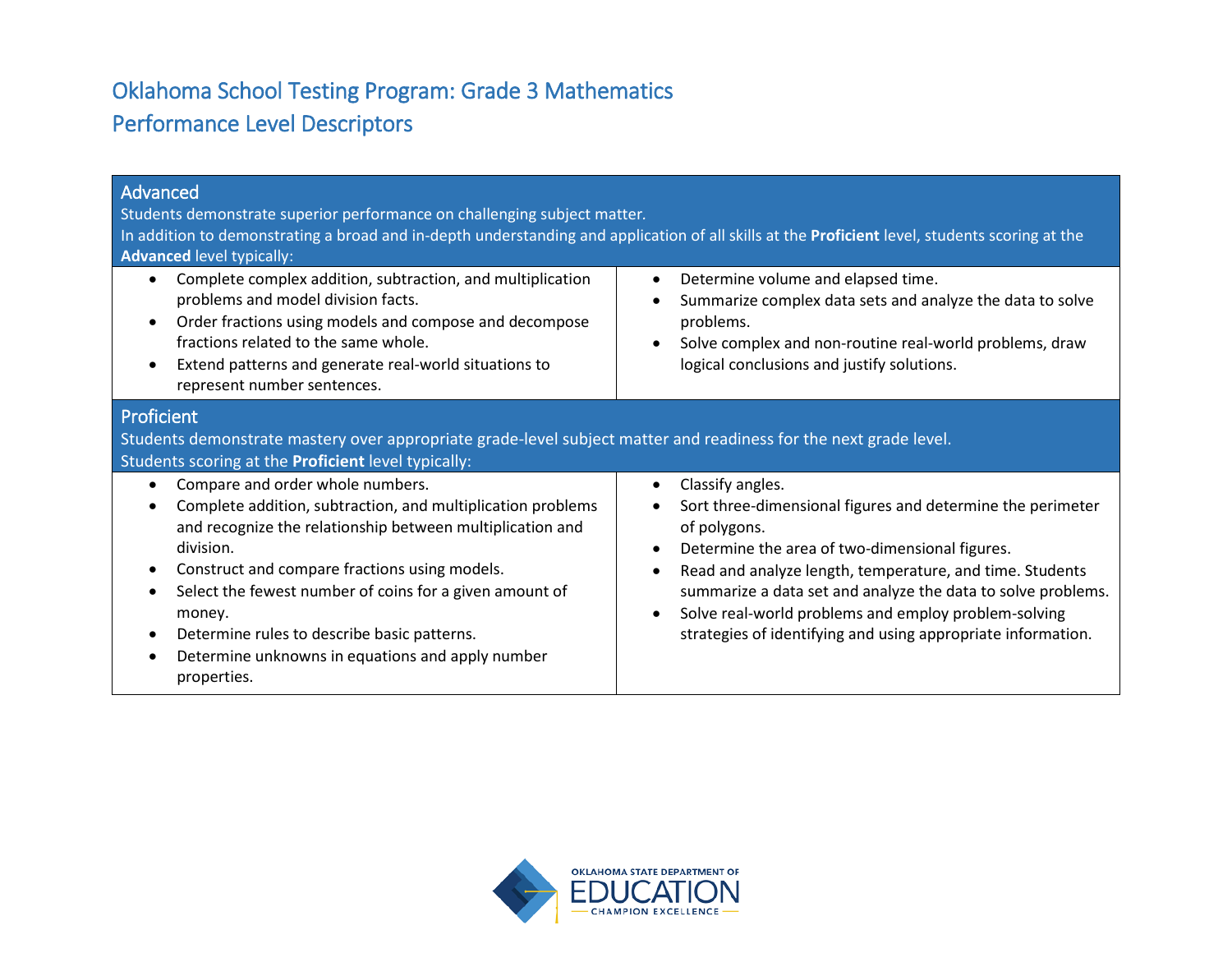# Oklahoma School Testing Program: Grade 3 Mathematics
# Performance Level Descriptors

## Advanced

Students demonstrate superior performance on challenging subject matter.
In addition to demonstrating a broad and in-depth understanding and application of all skills at the **Proficient** level, students scoring at the **Advanced** level typically:

- Complete complex addition, subtraction, and multiplication problems and model division facts.
- Order fractions using models and compose and decompose fractions related to the same whole.
- Extend patterns and generate real-world situations to represent number sentences.
- Determine volume and elapsed time.
- Summarize complex data sets and analyze the data to solve problems.
- Solve complex and non-routine real-world problems, draw logical conclusions and justify solutions.

## Proficient

Students demonstrate mastery over appropriate grade-level subject matter and readiness for the next grade level.
Students scoring at the **Proficient** level typically:

- Compare and order whole numbers.
- Complete addition, subtraction, and multiplication problems and recognize the relationship between multiplication and division.
- Construct and compare fractions using models.
- Select the fewest number of coins for a given amount of money.
- Determine rules to describe basic patterns.
- Determine unknowns in equations and apply number properties.
- Classify angles.
- Sort three-dimensional figures and determine the perimeter of polygons.
- Determine the area of two-dimensional figures.
- Read and analyze length, temperature, and time. Students summarize a data set and analyze the data to solve problems.
- Solve real-world problems and employ problem-solving strategies of identifying and using appropriate information.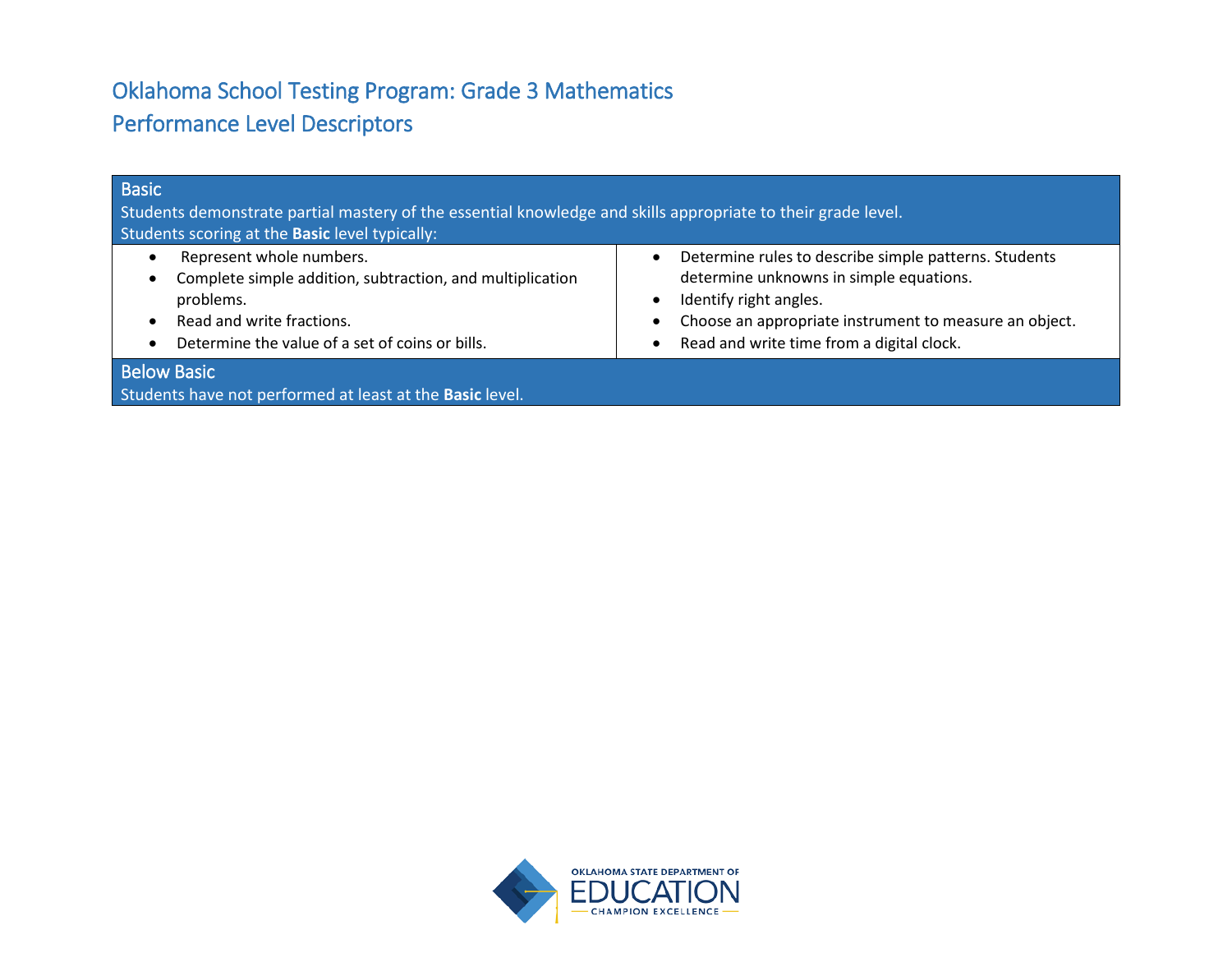# Oklahoma School Testing Program: Grade 3 Mathematics

## Performance Level Descriptors

### Basic

Students demonstrate partial mastery of the essential knowledge and skills appropriate to their grade level.

Students scoring at the **Basic** level typically:

- Represent whole numbers.
- Complete simple addition, subtraction, and multiplication problems.
- Read and write fractions.
- Determine the value of a set of coins or bills.
- Determine rules to describe simple patterns. Students determine unknowns in simple equations.
- Identify right angles.
- Choose an appropriate instrument to measure an object.
- Read and write time from a digital clock.

### Below Basic

Students have not performed at least at the **Basic** level.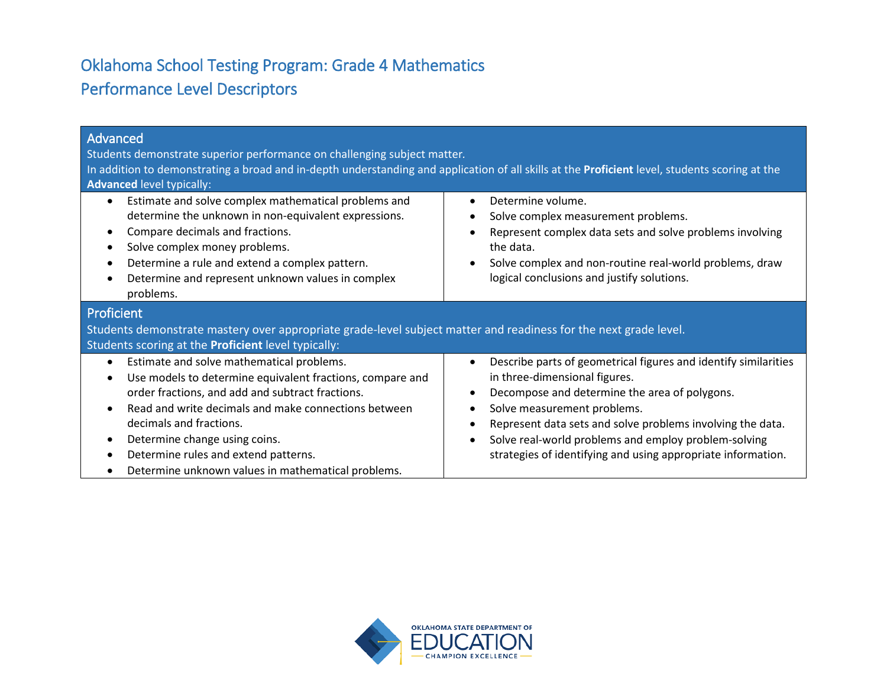# Oklahoma School Testing Program: Grade 4 Mathematics

## Performance Level Descriptors

### Advanced

Students demonstrate superior performance on challenging subject matter.

In addition to demonstrating a broad and in-depth understanding and application of all skills at the **Proficient** level, students scoring at the **Advanced** level typically:

- Estimate and solve complex mathematical problems and determine the unknown in non-equivalent expressions.
- Compare decimals and fractions.
- Solve complex money problems.
- Determine a rule and extend a complex pattern.
- Determine and represent unknown values in complex problems.
- Determine volume.
- Solve complex measurement problems.
- Represent complex data sets and solve problems involving the data.
- Solve complex and non-routine real-world problems, draw logical conclusions and justify solutions.

### Proficient

Students demonstrate mastery over appropriate grade-level subject matter and readiness for the next grade level.

Students scoring at the **Proficient** level typically:

- Estimate and solve mathematical problems.
- Use models to determine equivalent fractions, compare and order fractions, and add and subtract fractions.
- Read and write decimals and make connections between decimals and fractions.
- Determine change using coins.
- Determine rules and extend patterns.
- Determine unknown values in mathematical problems.
- Describe parts of geometrical figures and identify similarities in three-dimensional figures.
- Decompose and determine the area of polygons.
- Solve measurement problems.
- Represent data sets and solve problems involving the data.
- Solve real-world problems and employ problem-solving strategies of identifying and using appropriate information.

OKLAHOMA STATE DEPARTMENT OF EDUCATION — CHAMPION EXCELLENCE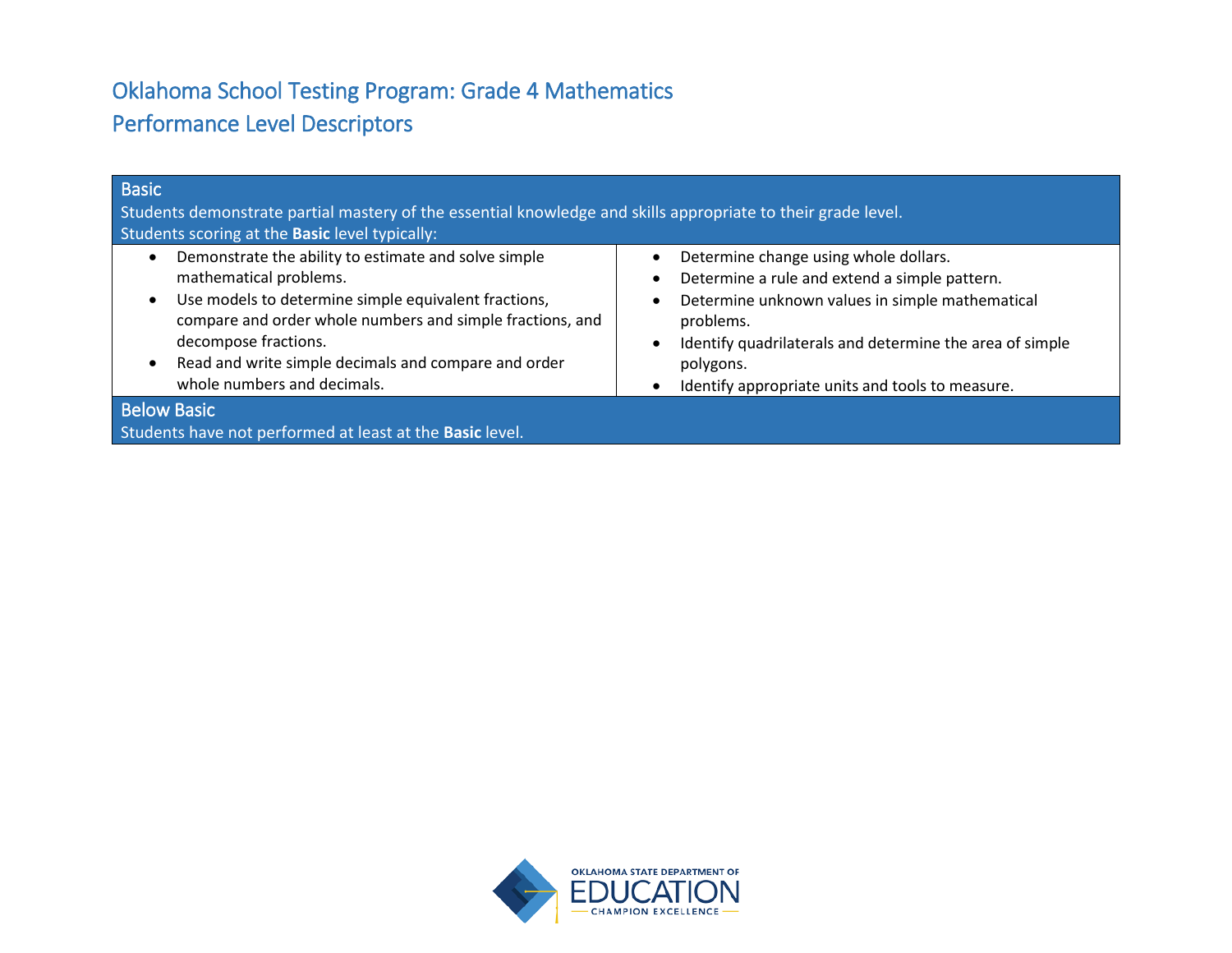# Oklahoma School Testing Program: Grade 4 Mathematics
## Performance Level Descriptors

### Basic

Students demonstrate partial mastery of the essential knowledge and skills appropriate to their grade level.
Students scoring at the **Basic** level typically:

- Demonstrate the ability to estimate and solve simple mathematical problems.
- Use models to determine simple equivalent fractions, compare and order whole numbers and simple fractions, and decompose fractions.
- Read and write simple decimals and compare and order whole numbers and decimals.
- Determine change using whole dollars.
- Determine a rule and extend a simple pattern.
- Determine unknown values in simple mathematical problems.
- Identify quadrilaterals and determine the area of simple polygons.
- Identify appropriate units and tools to measure.

### Below Basic

Students have not performed at least at the **Basic** level.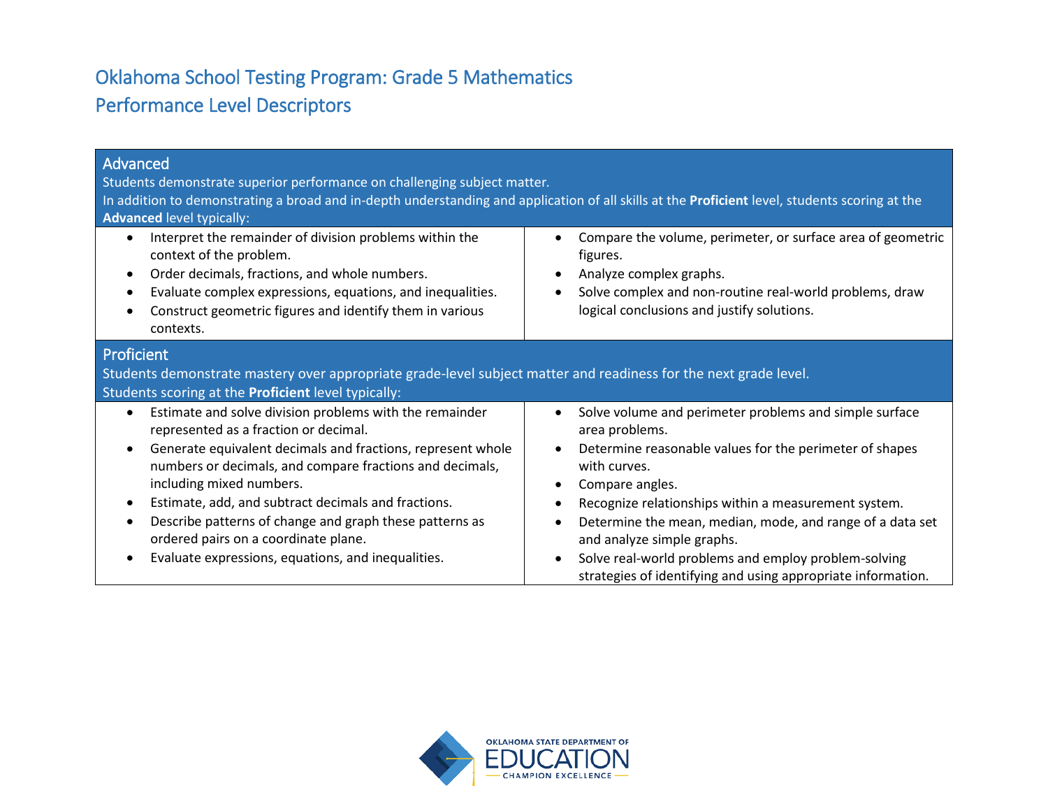# Oklahoma School Testing Program: Grade 5 Mathematics

## Performance Level Descriptors

### Advanced

Students demonstrate superior performance on challenging subject matter.

In addition to demonstrating a broad and in-depth understanding and application of all skills at the **Proficient** level, students scoring at the **Advanced** level typically:

- Interpret the remainder of division problems within the context of the problem.
- Order decimals, fractions, and whole numbers.
- Evaluate complex expressions, equations, and inequalities.
- Construct geometric figures and identify them in various contexts.
- Compare the volume, perimeter, or surface area of geometric figures.
- Analyze complex graphs.
- Solve complex and non-routine real-world problems, draw logical conclusions and justify solutions.

### Proficient

Students demonstrate mastery over appropriate grade-level subject matter and readiness for the next grade level.

Students scoring at the **Proficient** level typically:

- Estimate and solve division problems with the remainder represented as a fraction or decimal.
- Generate equivalent decimals and fractions, represent whole numbers or decimals, and compare fractions and decimals, including mixed numbers.
- Estimate, add, and subtract decimals and fractions.
- Describe patterns of change and graph these patterns as ordered pairs on a coordinate plane.
- Evaluate expressions, equations, and inequalities.
- Solve volume and perimeter problems and simple surface area problems.
- Determine reasonable values for the perimeter of shapes with curves.
- Compare angles.
- Recognize relationships within a measurement system.
- Determine the mean, median, mode, and range of a data set and analyze simple graphs.
- Solve real-world problems and employ problem-solving strategies of identifying and using appropriate information.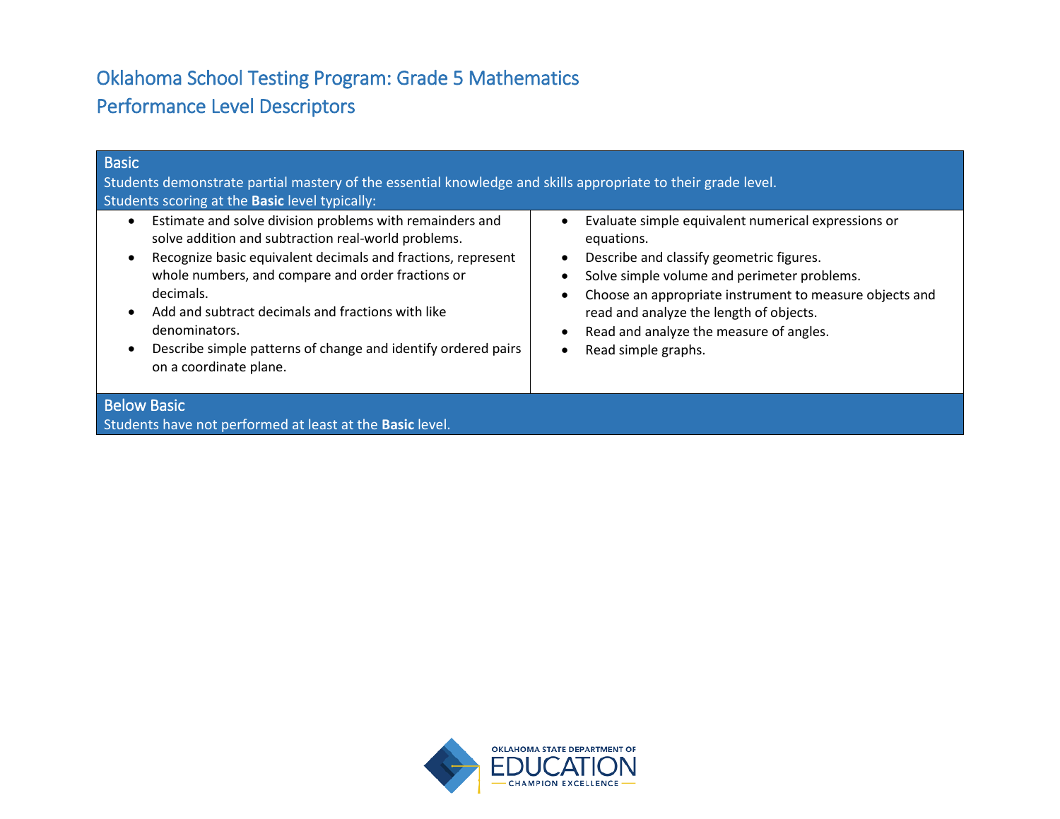# Oklahoma School Testing Program: Grade 5 Mathematics
## Performance Level Descriptors

### Basic

Students demonstrate partial mastery of the essential knowledge and skills appropriate to their grade level.
Students scoring at the **Basic** level typically:

- Estimate and solve division problems with remainders and solve addition and subtraction real-world problems.
- Recognize basic equivalent decimals and fractions, represent whole numbers, and compare and order fractions or decimals.
- Add and subtract decimals and fractions with like denominators.
- Describe simple patterns of change and identify ordered pairs on a coordinate plane.
- Evaluate simple equivalent numerical expressions or equations.
- Describe and classify geometric figures.
- Solve simple volume and perimeter problems.
- Choose an appropriate instrument to measure objects and read and analyze the length of objects.
- Read and analyze the measure of angles.
- Read simple graphs.

### Below Basic

Students have not performed at least at the **Basic** level.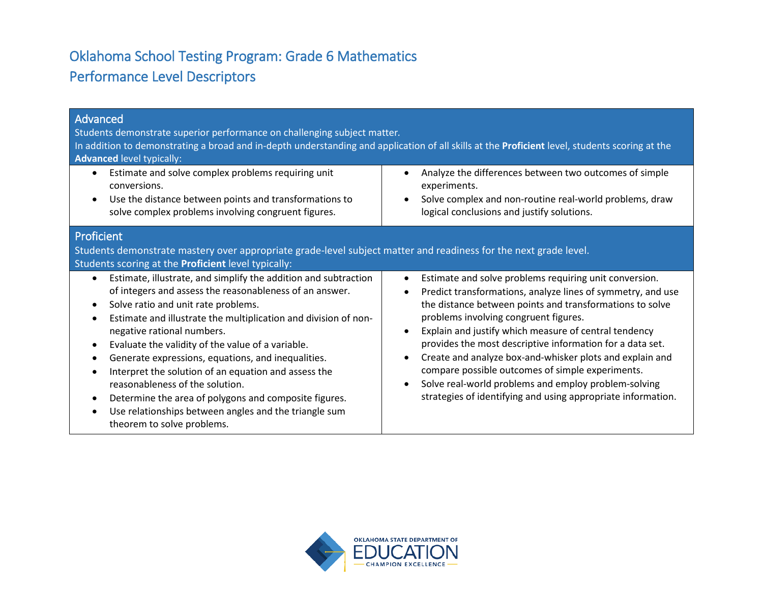# Oklahoma School Testing Program: Grade 6 Mathematics

## Performance Level Descriptors

### Advanced

Students demonstrate superior performance on challenging subject matter.

In addition to demonstrating a broad and in-depth understanding and application of all skills at the **Proficient** level, students scoring at the **Advanced** level typically:

- Estimate and solve complex problems requiring unit conversions.
- Use the distance between points and transformations to solve complex problems involving congruent figures.
- Analyze the differences between two outcomes of simple experiments.
- Solve complex and non-routine real-world problems, draw logical conclusions and justify solutions.

### Proficient

Students demonstrate mastery over appropriate grade-level subject matter and readiness for the next grade level.

Students scoring at the **Proficient** level typically:

- Estimate, illustrate, and simplify the addition and subtraction of integers and assess the reasonableness of an answer.
- Solve ratio and unit rate problems.
- Estimate and illustrate the multiplication and division of non-negative rational numbers.
- Evaluate the validity of the value of a variable.
- Generate expressions, equations, and inequalities.
- Interpret the solution of an equation and assess the reasonableness of the solution.
- Determine the area of polygons and composite figures.
- Use relationships between angles and the triangle sum theorem to solve problems.
- Estimate and solve problems requiring unit conversion.
- Predict transformations, analyze lines of symmetry, and use the distance between points and transformations to solve problems involving congruent figures.
- Explain and justify which measure of central tendency provides the most descriptive information for a data set.
- Create and analyze box-and-whisker plots and explain and compare possible outcomes of simple experiments.
- Solve real-world problems and employ problem-solving strategies of identifying and using appropriate information.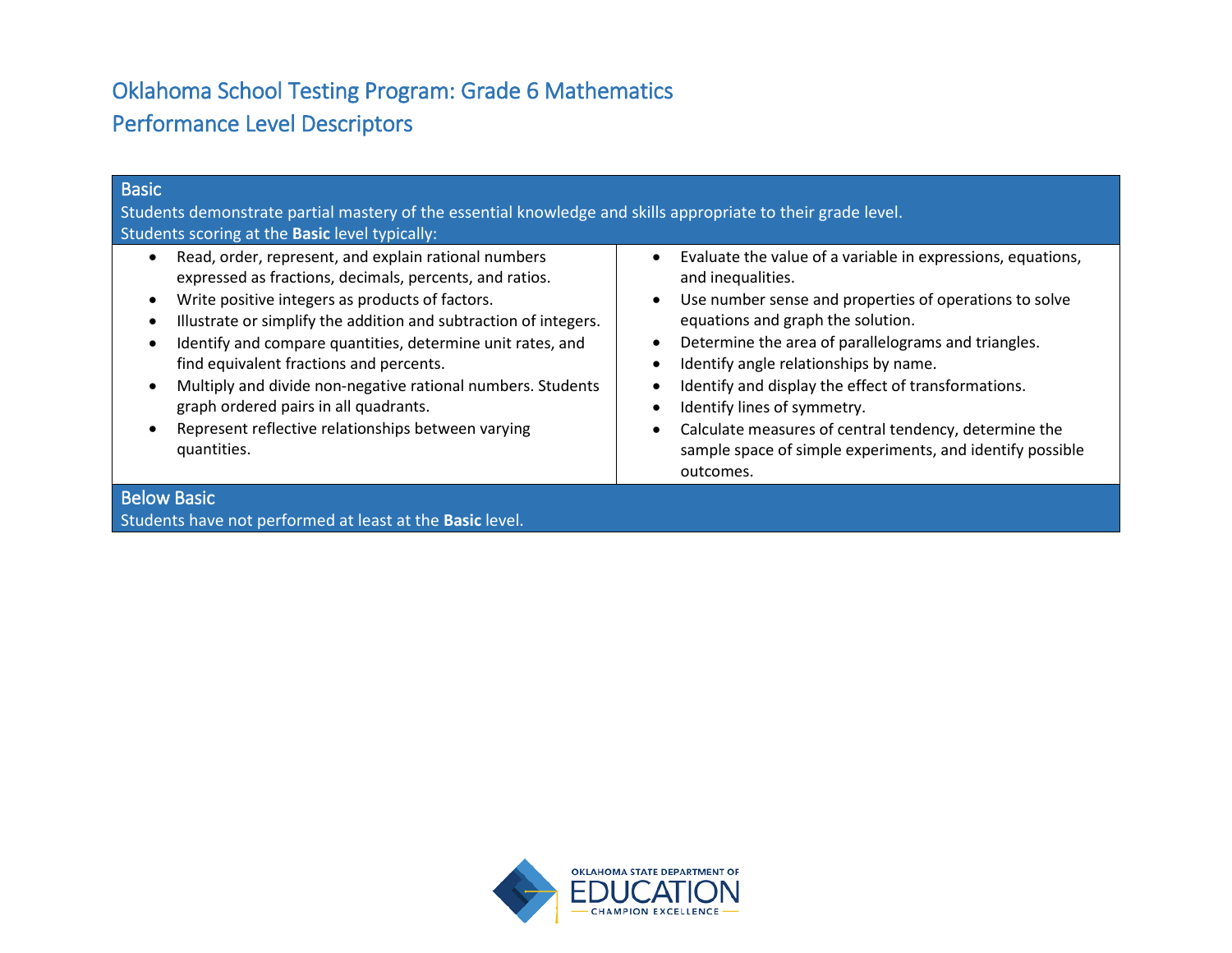# Oklahoma School Testing Program: Grade 6 Mathematics

## Performance Level Descriptors

### Basic

Students demonstrate partial mastery of the essential knowledge and skills appropriate to their grade level.

Students scoring at the **Basic** level typically:

- Read, order, represent, and explain rational numbers expressed as fractions, decimals, percents, and ratios.
- Write positive integers as products of factors.
- Illustrate or simplify the addition and subtraction of integers.
- Identify and compare quantities, determine unit rates, and find equivalent fractions and percents.
- Multiply and divide non-negative rational numbers. Students graph ordered pairs in all quadrants.
- Represent reflective relationships between varying quantities.
- Evaluate the value of a variable in expressions, equations, and inequalities.
- Use number sense and properties of operations to solve equations and graph the solution.
- Determine the area of parallelograms and triangles.
- Identify angle relationships by name.
- Identify and display the effect of transformations.
- Identify lines of symmetry.
- Calculate measures of central tendency, determine the sample space of simple experiments, and identify possible outcomes.

### Below Basic

Students have not performed at least at the **Basic** level.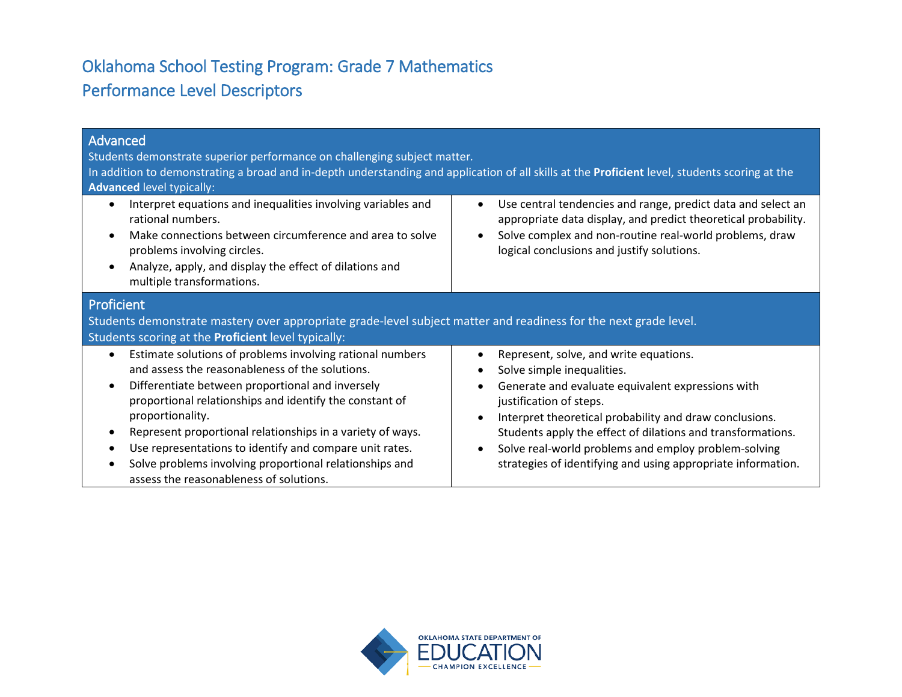# Oklahoma School Testing Program: Grade 7 Mathematics

## Performance Level Descriptors

### Advanced

Students demonstrate superior performance on challenging subject matter.

In addition to demonstrating a broad and in-depth understanding and application of all skills at the **Proficient** level, students scoring at the **Advanced** level typically:

- Interpret equations and inequalities involving variables and rational numbers.
- Make connections between circumference and area to solve problems involving circles.
- Analyze, apply, and display the effect of dilations and multiple transformations.
- Use central tendencies and range, predict data and select an appropriate data display, and predict theoretical probability.
- Solve complex and non-routine real-world problems, draw logical conclusions and justify solutions.

### Proficient

Students demonstrate mastery over appropriate grade-level subject matter and readiness for the next grade level.

Students scoring at the **Proficient** level typically:

- Estimate solutions of problems involving rational numbers and assess the reasonableness of the solutions.
- Differentiate between proportional and inversely proportional relationships and identify the constant of proportionality.
- Represent proportional relationships in a variety of ways.
- Use representations to identify and compare unit rates.
- Solve problems involving proportional relationships and assess the reasonableness of solutions.
- Represent, solve, and write equations.
- Solve simple inequalities.
- Generate and evaluate equivalent expressions with justification of steps.
- Interpret theoretical probability and draw conclusions. Students apply the effect of dilations and transformations.
- Solve real-world problems and employ problem-solving strategies of identifying and using appropriate information.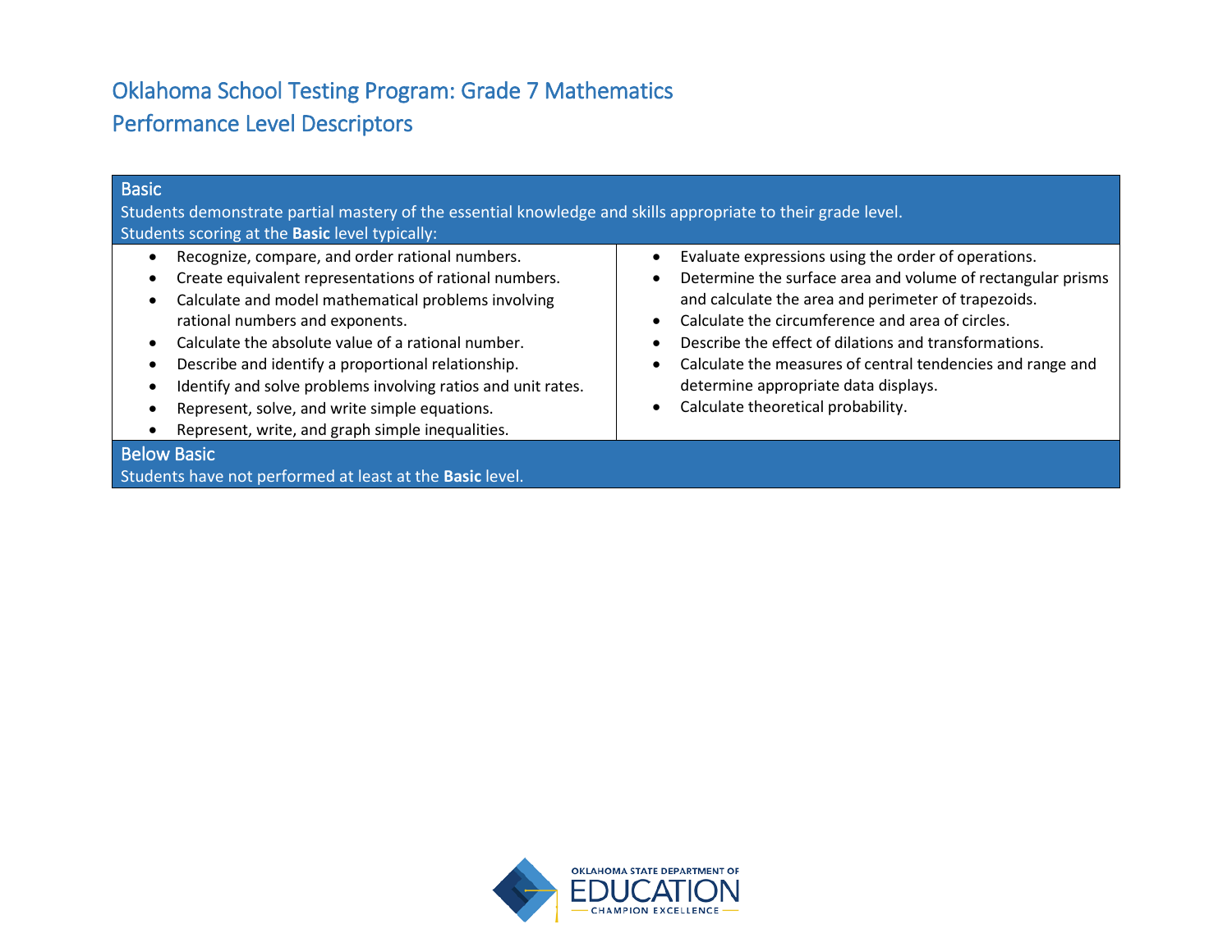# Oklahoma School Testing Program: Grade 7 Mathematics

## Performance Level Descriptors

### Basic

Students demonstrate partial mastery of the essential knowledge and skills appropriate to their grade level.

Students scoring at the **Basic** level typically:

- Recognize, compare, and order rational numbers.
- Create equivalent representations of rational numbers.
- Calculate and model mathematical problems involving rational numbers and exponents.
- Calculate the absolute value of a rational number.
- Describe and identify a proportional relationship.
- Identify and solve problems involving ratios and unit rates.
- Represent, solve, and write simple equations.
- Represent, write, and graph simple inequalities.
- Evaluate expressions using the order of operations.
- Determine the surface area and volume of rectangular prisms and calculate the area and perimeter of trapezoids.
- Calculate the circumference and area of circles.
- Describe the effect of dilations and transformations.
- Calculate the measures of central tendencies and range and determine appropriate data displays.
- Calculate theoretical probability.

### Below Basic

Students have not performed at least at the **Basic** level.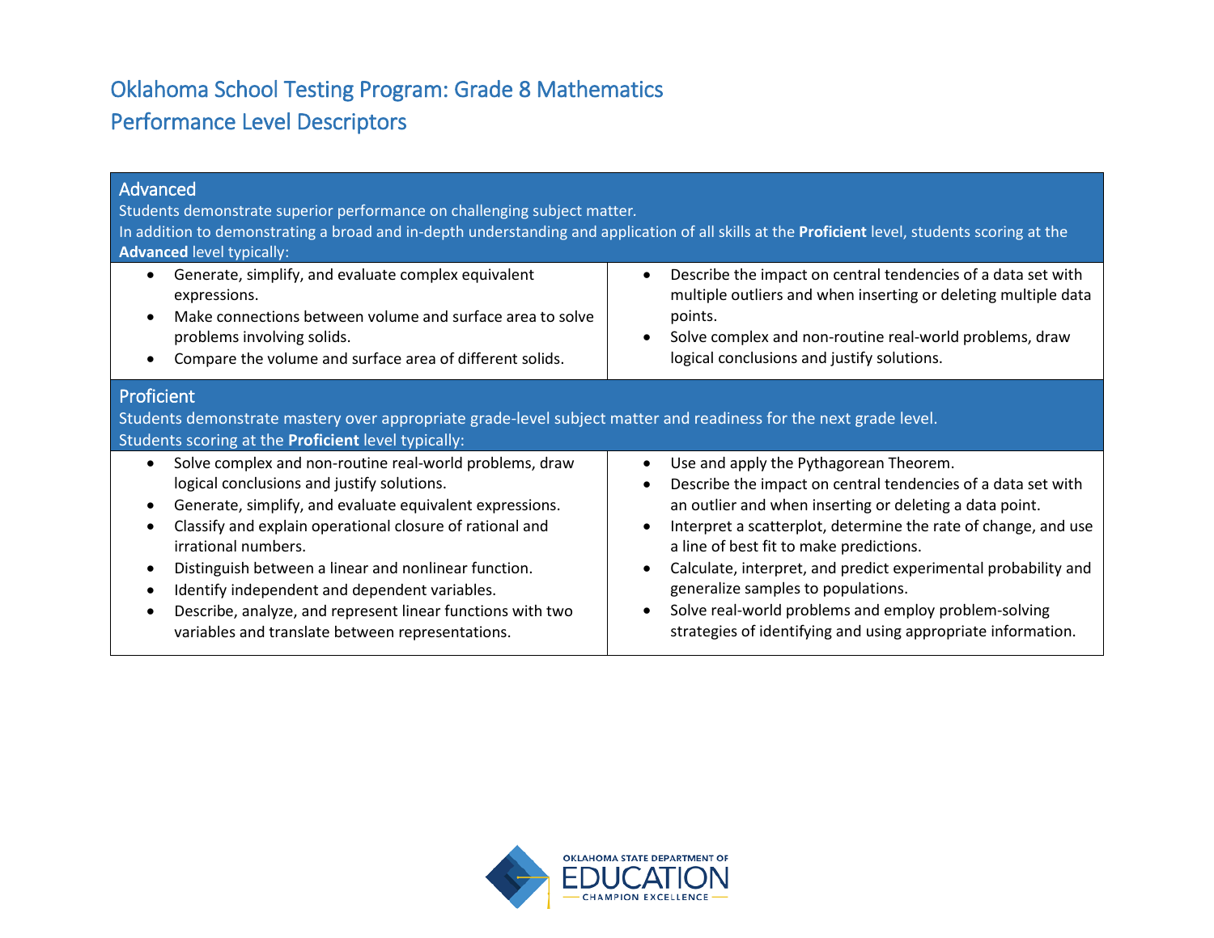# Oklahoma School Testing Program: Grade 8 Mathematics

# Performance Level Descriptors

## Advanced

Students demonstrate superior performance on challenging subject matter.

In addition to demonstrating a broad and in-depth understanding and application of all skills at the **Proficient** level, students scoring at the **Advanced** level typically:

- Generate, simplify, and evaluate complex equivalent expressions.
- Make connections between volume and surface area to solve problems involving solids.
- Compare the volume and surface area of different solids.
- Describe the impact on central tendencies of a data set with multiple outliers and when inserting or deleting multiple data points.
- Solve complex and non-routine real-world problems, draw logical conclusions and justify solutions.

## Proficient

Students demonstrate mastery over appropriate grade-level subject matter and readiness for the next grade level.

Students scoring at the **Proficient** level typically:

- Solve complex and non-routine real-world problems, draw logical conclusions and justify solutions.
- Generate, simplify, and evaluate equivalent expressions.
- Classify and explain operational closure of rational and irrational numbers.
- Distinguish between a linear and nonlinear function.
- Identify independent and dependent variables.
- Describe, analyze, and represent linear functions with two variables and translate between representations.
- Use and apply the Pythagorean Theorem.
- Describe the impact on central tendencies of a data set with an outlier and when inserting or deleting a data point.
- Interpret a scatterplot, determine the rate of change, and use a line of best fit to make predictions.
- Calculate, interpret, and predict experimental probability and generalize samples to populations.
- Solve real-world problems and employ problem-solving strategies of identifying and using appropriate information.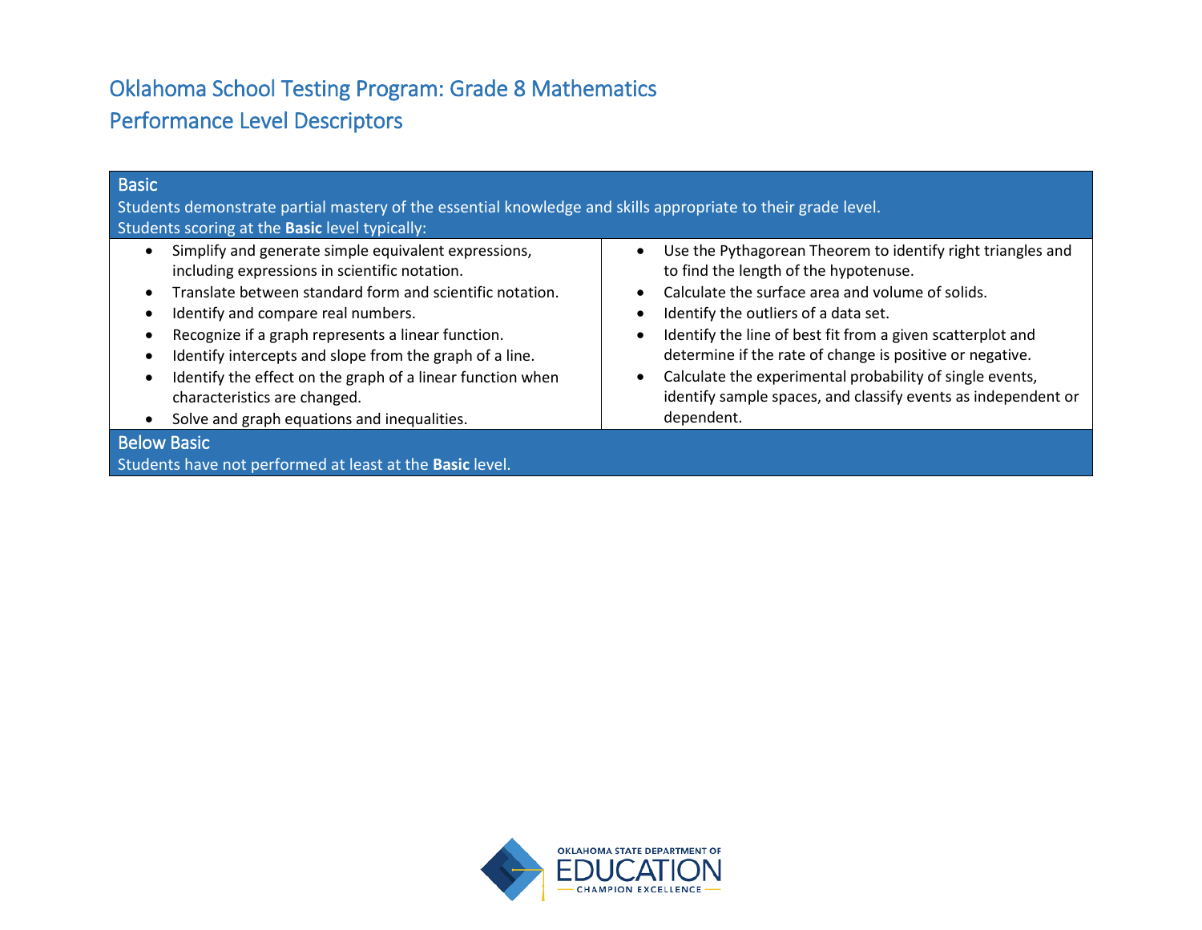# Oklahoma School Testing Program: Grade 8 Mathematics
# Performance Level Descriptors

## Basic

Students demonstrate partial mastery of the essential knowledge and skills appropriate to their grade level.

Students scoring at the **Basic** level typically:

- Simplify and generate simple equivalent expressions, including expressions in scientific notation.
- Translate between standard form and scientific notation.
- Identify and compare real numbers.
- Recognize if a graph represents a linear function.
- Identify intercepts and slope from the graph of a line.
- Identify the effect on the graph of a linear function when characteristics are changed.
- Solve and graph equations and inequalities.
- Use the Pythagorean Theorem to identify right triangles and to find the length of the hypotenuse.
- Calculate the surface area and volume of solids.
- Identify the outliers of a data set.
- Identify the line of best fit from a given scatterplot and determine if the rate of change is positive or negative.
- Calculate the experimental probability of single events, identify sample spaces, and classify events as independent or dependent.

## Below Basic

Students have not performed at least at the **Basic** level.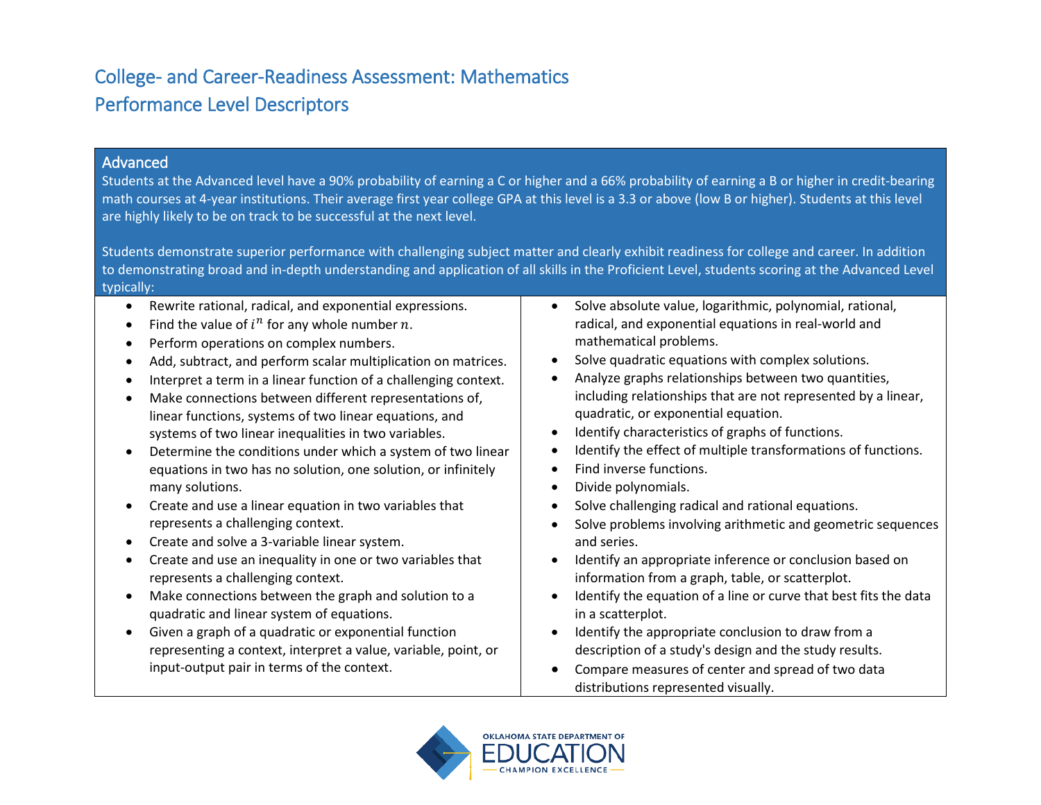# College- and Career-Readiness Assessment: Mathematics
# Performance Level Descriptors

## Advanced

Students at the Advanced level have a 90% probability of earning a C or higher and a 66% probability of earning a B or higher in credit-bearing math courses at 4-year institutions. Their average first year college GPA at this level is a 3.3 or above (low B or higher). Students at this level are highly likely to be on track to be successful at the next level.

Students demonstrate superior performance with challenging subject matter and clearly exhibit readiness for college and career. In addition to demonstrating broad and in-depth understanding and application of all skills in the Proficient Level, students scoring at the Advanced Level typically:

- Rewrite rational, radical, and exponential expressions.
- Find the value of $i^n$ for any whole number $n$.
- Perform operations on complex numbers.
- Add, subtract, and perform scalar multiplication on matrices.
- Interpret a term in a linear function of a challenging context.
- Make connections between different representations of, linear functions, systems of two linear equations, and systems of two linear inequalities in two variables.
- Determine the conditions under which a system of two linear equations in two has no solution, one solution, or infinitely many solutions.
- Create and use a linear equation in two variables that represents a challenging context.
- Create and solve a 3-variable linear system.
- Create and use an inequality in one or two variables that represents a challenging context.
- Make connections between the graph and solution to a quadratic and linear system of equations.
- Given a graph of a quadratic or exponential function representing a context, interpret a value, variable, point, or input-output pair in terms of the context.
- Solve absolute value, logarithmic, polynomial, rational, radical, and exponential equations in real-world and mathematical problems.
- Solve quadratic equations with complex solutions.
- Analyze graphs relationships between two quantities, including relationships that are not represented by a linear, quadratic, or exponential equation.
- Identify characteristics of graphs of functions.
- Identify the effect of multiple transformations of functions.
- Find inverse functions.
- Divide polynomials.
- Solve challenging radical and rational equations.
- Solve problems involving arithmetic and geometric sequences and series.
- Identify an appropriate inference or conclusion based on information from a graph, table, or scatterplot.
- Identify the equation of a line or curve that best fits the data in a scatterplot.
- Identify the appropriate conclusion to draw from a description of a study's design and the study results.
- Compare measures of center and spread of two data distributions represented visually.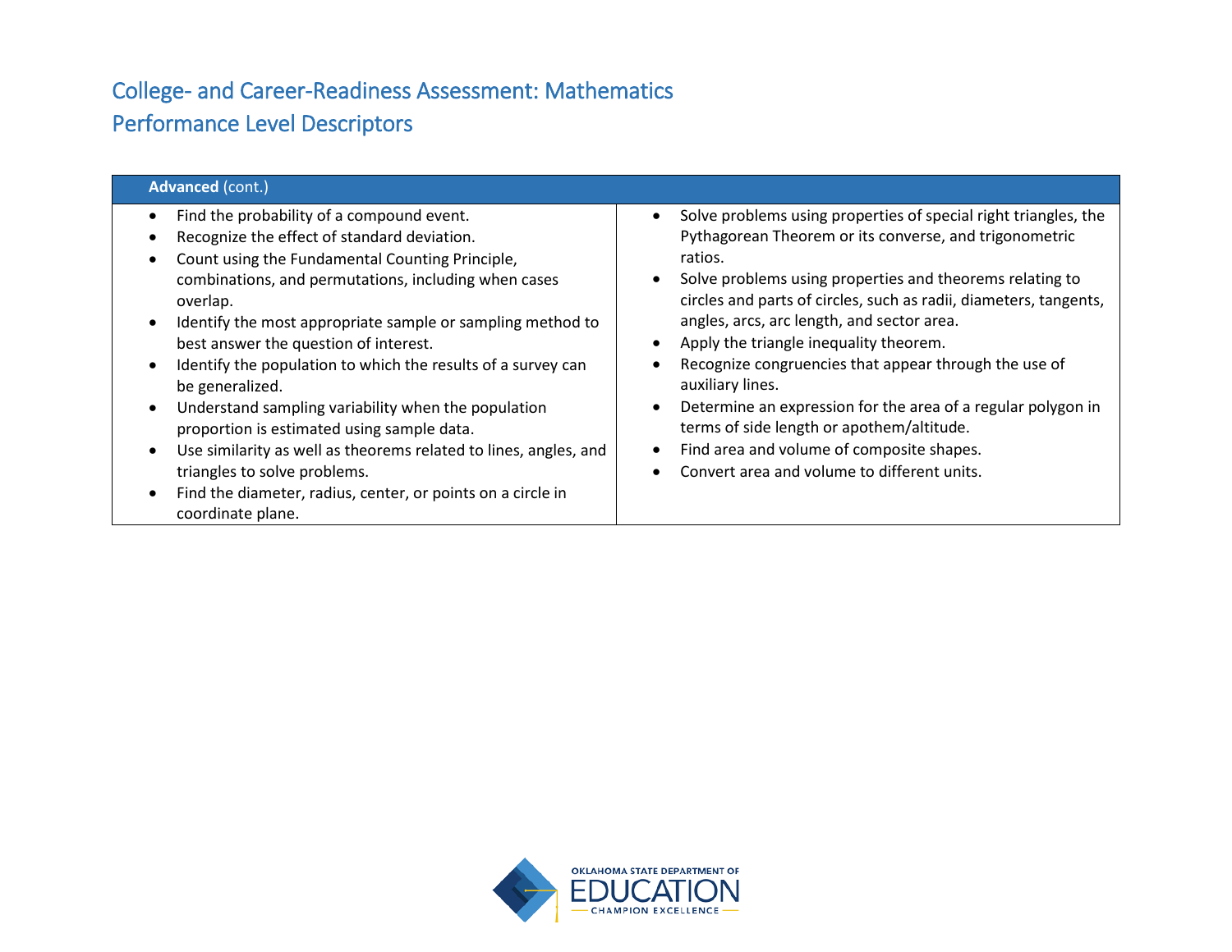# College- and Career-Readiness Assessment: Mathematics
# Performance Level Descriptors

| **Advanced** (cont.) | |
|---|---|
| • Find the probability of a compound event.<br>• Recognize the effect of standard deviation.<br>• Count using the Fundamental Counting Principle, combinations, and permutations, including when cases overlap.<br>• Identify the most appropriate sample or sampling method to best answer the question of interest.<br>• Identify the population to which the results of a survey can be generalized.<br>• Understand sampling variability when the population proportion is estimated using sample data.<br>• Use similarity as well as theorems related to lines, angles, and triangles to solve problems.<br>• Find the diameter, radius, center, or points on a circle in coordinate plane. | • Solve problems using properties of special right triangles, the Pythagorean Theorem or its converse, and trigonometric ratios.<br>• Solve problems using properties and theorems relating to circles and parts of circles, such as radii, diameters, tangents, angles, arcs, arc length, and sector area.<br>• Apply the triangle inequality theorem.<br>• Recognize congruencies that appear through the use of auxiliary lines.<br>• Determine an expression for the area of a regular polygon in terms of side length or apothem/altitude.<br>• Find area and volume of composite shapes.<br>• Convert area and volume to different units. |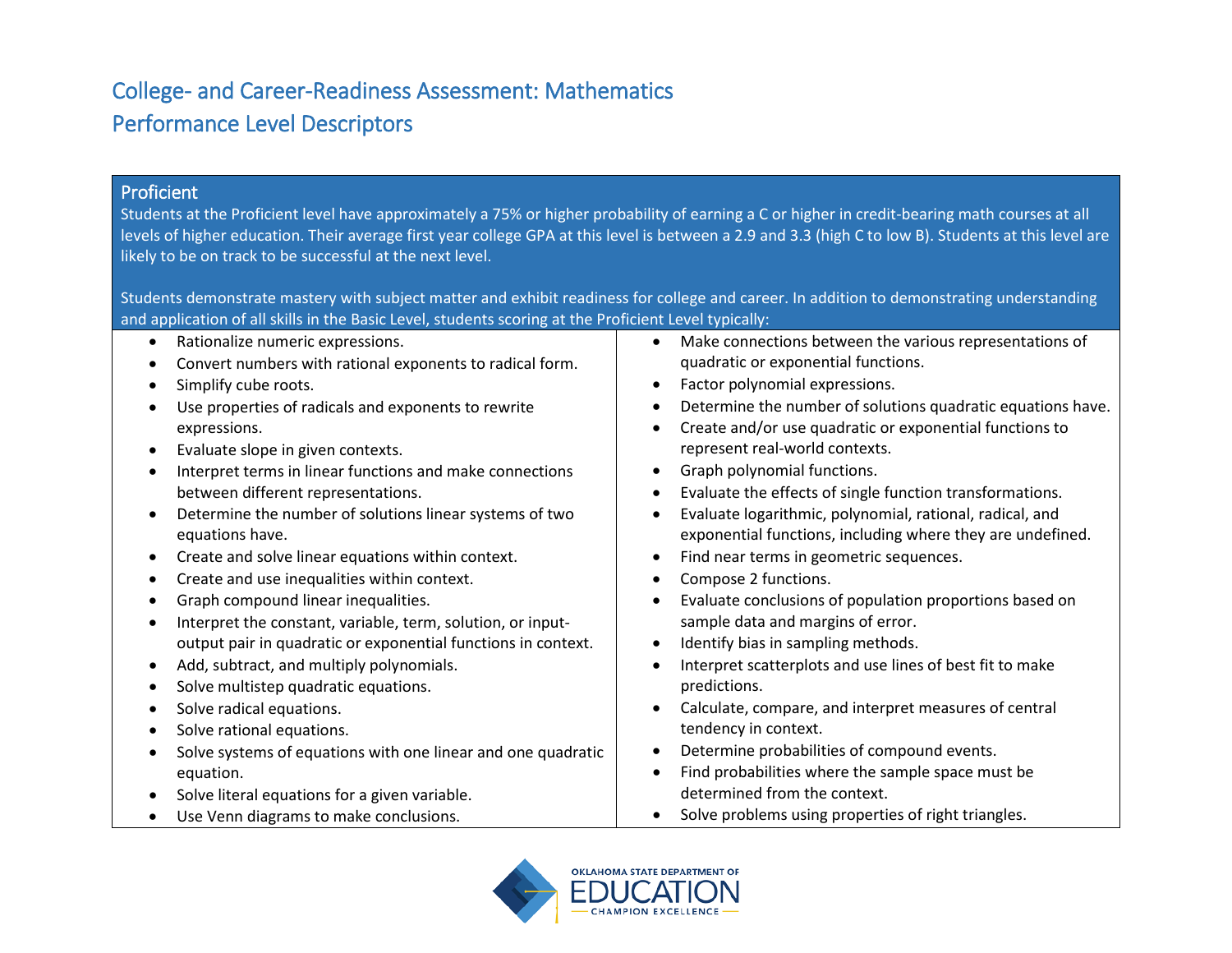# College- and Career-Readiness Assessment: Mathematics
# Performance Level Descriptors

## Proficient

Students at the Proficient level have approximately a 75% or higher probability of earning a C or higher in credit-bearing math courses at all levels of higher education. Their average first year college GPA at this level is between a 2.9 and 3.3 (high C to low B). Students at this level are likely to be on track to be successful at the next level.

Students demonstrate mastery with subject matter and exhibit readiness for college and career. In addition to demonstrating understanding and application of all skills in the Basic Level, students scoring at the Proficient Level typically:

- Rationalize numeric expressions.
- Convert numbers with rational exponents to radical form.
- Simplify cube roots.
- Use properties of radicals and exponents to rewrite expressions.
- Evaluate slope in given contexts.
- Interpret terms in linear functions and make connections between different representations.
- Determine the number of solutions linear systems of two equations have.
- Create and solve linear equations within context.
- Create and use inequalities within context.
- Graph compound linear inequalities.
- Interpret the constant, variable, term, solution, or input-output pair in quadratic or exponential functions in context.
- Add, subtract, and multiply polynomials.
- Solve multistep quadratic equations.
- Solve radical equations.
- Solve rational equations.
- Solve systems of equations with one linear and one quadratic equation.
- Solve literal equations for a given variable.
- Use Venn diagrams to make conclusions.
- Make connections between the various representations of quadratic or exponential functions.
- Factor polynomial expressions.
- Determine the number of solutions quadratic equations have.
- Create and/or use quadratic or exponential functions to represent real-world contexts.
- Graph polynomial functions.
- Evaluate the effects of single function transformations.
- Evaluate logarithmic, polynomial, rational, radical, and exponential functions, including where they are undefined.
- Find near terms in geometric sequences.
- Compose 2 functions.
- Evaluate conclusions of population proportions based on sample data and margins of error.
- Identify bias in sampling methods.
- Interpret scatterplots and use lines of best fit to make predictions.
- Calculate, compare, and interpret measures of central tendency in context.
- Determine probabilities of compound events.
- Find probabilities where the sample space must be determined from the context.
- Solve problems using properties of right triangles.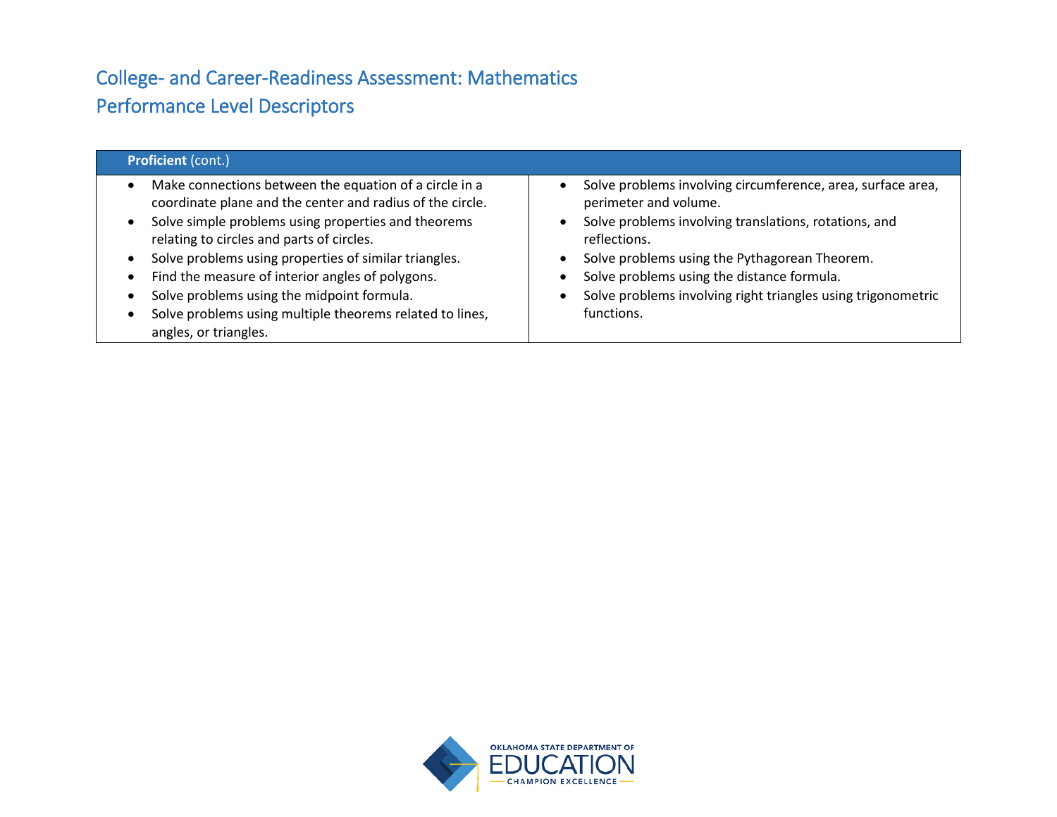# College- and Career-Readiness Assessment: Mathematics
# Performance Level Descriptors

| **Proficient** (cont.) | |
|---|---|
| • Make connections between the equation of a circle in a coordinate plane and the center and radius of the circle.<br>• Solve simple problems using properties and theorems relating to circles and parts of circles.<br>• Solve problems using properties of similar triangles.<br>• Find the measure of interior angles of polygons.<br>• Solve problems using the midpoint formula.<br>• Solve problems using multiple theorems related to lines, angles, or triangles. | • Solve problems involving circumference, area, surface area, perimeter and volume.<br>• Solve problems involving translations, rotations, and reflections.<br>• Solve problems using the Pythagorean Theorem.<br>• Solve problems using the distance formula.<br>• Solve problems involving right triangles using trigonometric functions. |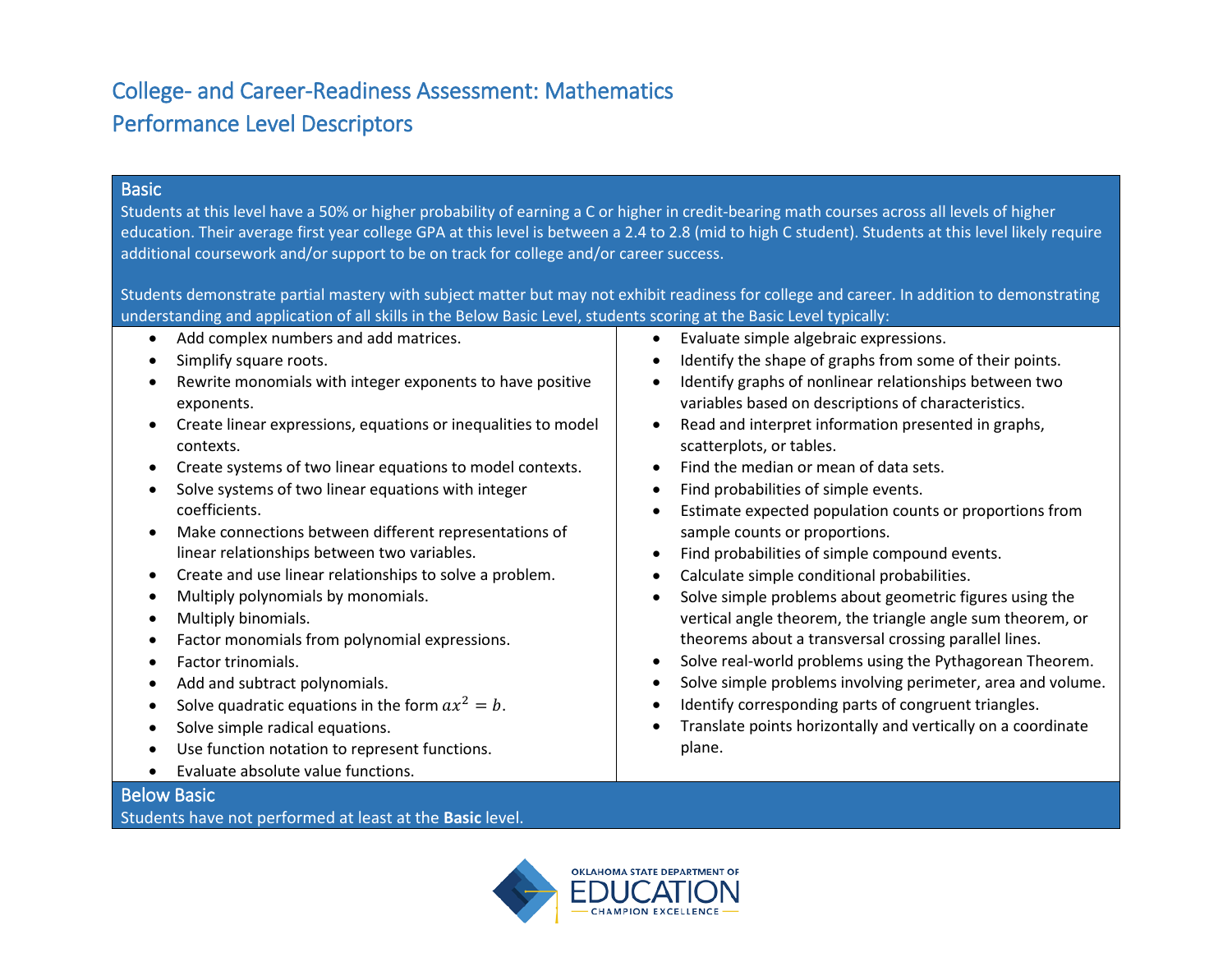# College- and Career-Readiness Assessment: Mathematics
# Performance Level Descriptors

## Basic

Students at this level have a 50% or higher probability of earning a C or higher in credit-bearing math courses across all levels of higher education. Their average first year college GPA at this level is between a 2.4 to 2.8 (mid to high C student). Students at this level likely require additional coursework and/or support to be on track for college and/or career success.

Students demonstrate partial mastery with subject matter but may not exhibit readiness for college and career. In addition to demonstrating understanding and application of all skills in the Below Basic Level, students scoring at the Basic Level typically:

- Add complex numbers and add matrices.
- Simplify square roots.
- Rewrite monomials with integer exponents to have positive exponents.
- Create linear expressions, equations or inequalities to model contexts.
- Create systems of two linear equations to model contexts.
- Solve systems of two linear equations with integer coefficients.
- Make connections between different representations of linear relationships between two variables.
- Create and use linear relationships to solve a problem.
- Multiply polynomials by monomials.
- Multiply binomials.
- Factor monomials from polynomial expressions.
- Factor trinomials.
- Add and subtract polynomials.
- Solve quadratic equations in the form $ax^2 = b$.
- Solve simple radical equations.
- Use function notation to represent functions.
- Evaluate absolute value functions.
- Evaluate simple algebraic expressions.
- Identify the shape of graphs from some of their points.
- Identify graphs of nonlinear relationships between two variables based on descriptions of characteristics.
- Read and interpret information presented in graphs, scatterplots, or tables.
- Find the median or mean of data sets.
- Find probabilities of simple events.
- Estimate expected population counts or proportions from sample counts or proportions.
- Find probabilities of simple compound events.
- Calculate simple conditional probabilities.
- Solve simple problems about geometric figures using the vertical angle theorem, the triangle angle sum theorem, or theorems about a transversal crossing parallel lines.
- Solve real-world problems using the Pythagorean Theorem.
- Solve simple problems involving perimeter, area and volume.
- Identify corresponding parts of congruent triangles.
- Translate points horizontally and vertically on a coordinate plane.

## Below Basic

Students have not performed at least at the **Basic** level.

OKLAHOMA STATE DEPARTMENT OF EDUCATION
CHAMPION EXCELLENCE